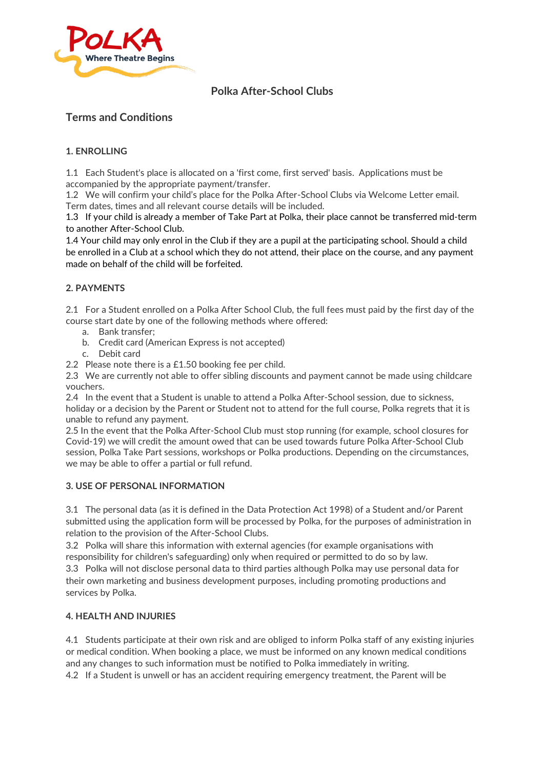Polka Where Theatre Begins

# Polka After-School Clubs

## Terms and Conditions

### 1. ENROLLING

1.1 Each Student's place is allocated on a 'first come, first served' basis. Applications must be accompanied by the appropriate payment/transfer.
1.2 We will confirm your child's place for the Polka After-School Clubs via Welcome Letter email. Term dates, times and all relevant course details will be included.
1.3 If your child is already a member of Take Part at Polka, their place cannot be transferred mid-term to another After-School Club.
1.4 Your child may only enrol in the Club if they are a pupil at the participating school. Should a child be enrolled in a Club at a school which they do not attend, their place on the course, and any payment made on behalf of the child will be forfeited.

### 2. PAYMENTS

2.1 For a Student enrolled on a Polka After School Club, the full fees must paid by the first day of the course start date by one of the following methods where offered:

a. Bank transfer;
b. Credit card (American Express is not accepted)
c. Debit card

2.2 Please note there is a £1.50 booking fee per child.
2.3 We are currently not able to offer sibling discounts and payment cannot be made using childcare vouchers.
2.4 In the event that a Student is unable to attend a Polka After-School session, due to sickness, holiday or a decision by the Parent or Student not to attend for the full course, Polka regrets that it is unable to refund any payment.
2.5 In the event that the Polka After-School Club must stop running (for example, school closures for Covid-19) we will credit the amount owed that can be used towards future Polka After-School Club session, Polka Take Part sessions, workshops or Polka productions. Depending on the circumstances, we may be able to offer a partial or full refund.

### 3. USE OF PERSONAL INFORMATION

3.1 The personal data (as it is defined in the Data Protection Act 1998) of a Student and/or Parent submitted using the application form will be processed by Polka, for the purposes of administration in relation to the provision of the After-School Clubs.
3.2 Polka will share this information with external agencies (for example organisations with responsibility for children's safeguarding) only when required or permitted to do so by law.
3.3 Polka will not disclose personal data to third parties although Polka may use personal data for their own marketing and business development purposes, including promoting productions and services by Polka.

### 4. HEALTH AND INJURIES

4.1 Students participate at their own risk and are obliged to inform Polka staff of any existing injuries or medical condition. When booking a place, we must be informed on any known medical conditions and any changes to such information must be notified to Polka immediately in writing.
4.2 If a Student is unwell or has an accident requiring emergency treatment, the Parent will be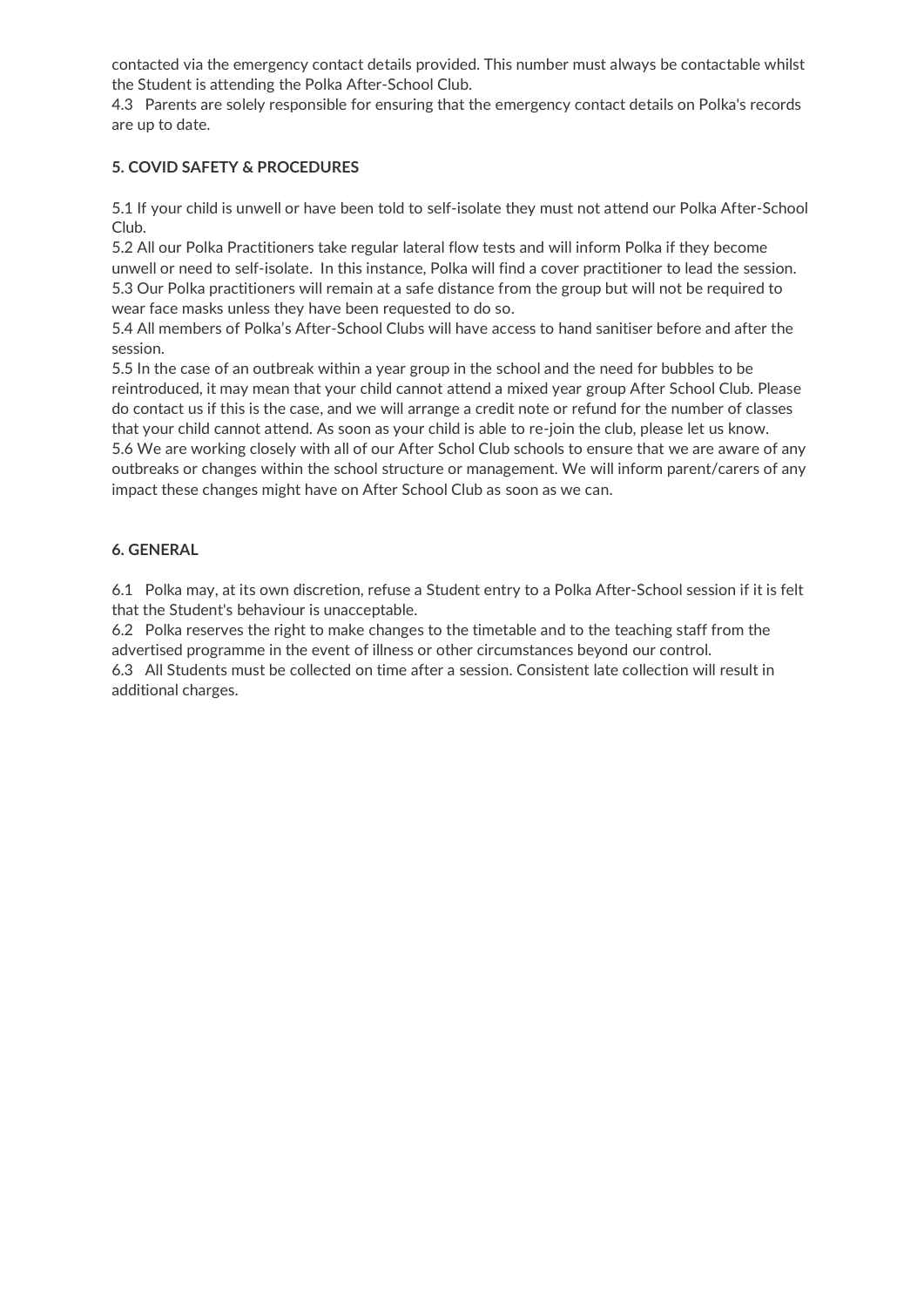contacted via the emergency contact details provided. This number must always be contactable whilst the Student is attending the Polka After-School Club.

4.3 Parents are solely responsible for ensuring that the emergency contact details on Polka's records are up to date.

**5. COVID SAFETY & PROCEDURES**

5.1 If your child is unwell or have been told to self-isolate they must not attend our Polka After-School Club.

5.2 All our Polka Practitioners take regular lateral flow tests and will inform Polka if they become unwell or need to self-isolate. In this instance, Polka will find a cover practitioner to lead the session.

5.3 Our Polka practitioners will remain at a safe distance from the group but will not be required to wear face masks unless they have been requested to do so.

5.4 All members of Polka's After-School Clubs will have access to hand sanitiser before and after the session.

5.5 In the case of an outbreak within a year group in the school and the need for bubbles to be reintroduced, it may mean that your child cannot attend a mixed year group After School Club. Please do contact us if this is the case, and we will arrange a credit note or refund for the number of classes that your child cannot attend. As soon as your child is able to re-join the club, please let us know.

5.6 We are working closely with all of our After Schol Club schools to ensure that we are aware of any outbreaks or changes within the school structure or management. We will inform parent/carers of any impact these changes might have on After School Club as soon as we can.

**6. GENERAL**

6.1 Polka may, at its own discretion, refuse a Student entry to a Polka After-School session if it is felt that the Student's behaviour is unacceptable.

6.2 Polka reserves the right to make changes to the timetable and to the teaching staff from the advertised programme in the event of illness or other circumstances beyond our control.

6.3 All Students must be collected on time after a session. Consistent late collection will result in additional charges.